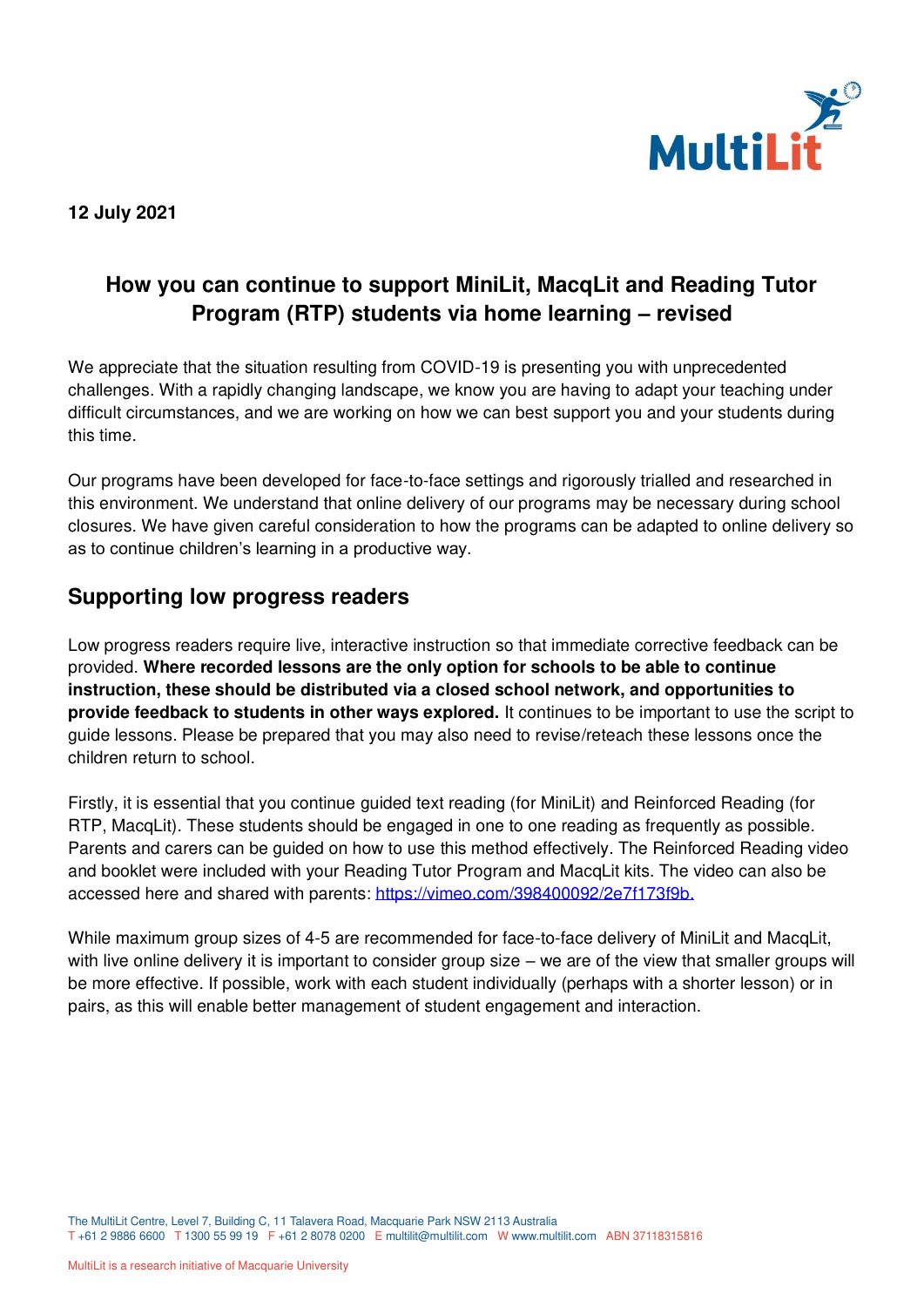**12 July 2021**

# How you can continue to support MiniLit, MacqLit and Reading Tutor Program (RTP) students via home learning – revised

We appreciate that the situation resulting from COVID-19 is presenting you with unprecedented challenges. With a rapidly changing landscape, we know you are having to adapt your teaching under difficult circumstances, and we are working on how we can best support you and your students during this time.

Our programs have been developed for face-to-face settings and rigorously trialled and researched in this environment. We understand that online delivery of our programs may be necessary during school closures. We have given careful consideration to how the programs can be adapted to online delivery so as to continue children's learning in a productive way.

## Supporting low progress readers

Low progress readers require live, interactive instruction so that immediate corrective feedback can be provided. **Where recorded lessons are the only option for schools to be able to continue instruction, these should be distributed via a closed school network, and opportunities to provide feedback to students in other ways explored.** It continues to be important to use the script to guide lessons. Please be prepared that you may also need to revise/reteach these lessons once the children return to school.

Firstly, it is essential that you continue guided text reading (for MiniLit) and Reinforced Reading (for RTP, MacqLit). These students should be engaged in one to one reading as frequently as possible. Parents and carers can be guided on how to use this method effectively. The Reinforced Reading video and booklet were included with your Reading Tutor Program and MacqLit kits. The video can also be accessed here and shared with parents: https://vimeo.com/398400092/2e7f173f9b.

While maximum group sizes of 4-5 are recommended for face-to-face delivery of MiniLit and MacqLit, with live online delivery it is important to consider group size – we are of the view that smaller groups will be more effective. If possible, work with each student individually (perhaps with a shorter lesson) or in pairs, as this will enable better management of student engagement and interaction.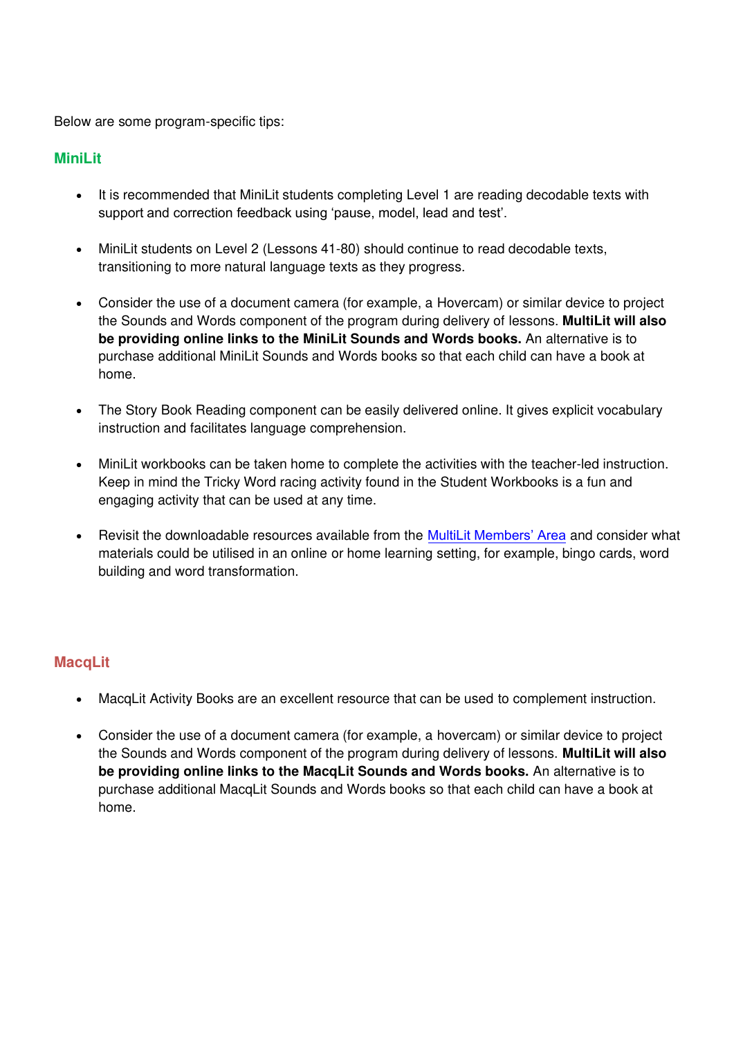Below are some program-specific tips:

## MiniLit

- It is recommended that MiniLit students completing Level 1 are reading decodable texts with support and correction feedback using 'pause, model, lead and test'.

- MiniLit students on Level 2 (Lessons 41-80) should continue to read decodable texts, transitioning to more natural language texts as they progress.

- Consider the use of a document camera (for example, a Hovercam) or similar device to project the Sounds and Words component of the program during delivery of lessons. **MultiLit will also be providing online links to the MiniLit Sounds and Words books.** An alternative is to purchase additional MiniLit Sounds and Words books so that each child can have a book at home.

- The Story Book Reading component can be easily delivered online. It gives explicit vocabulary instruction and facilitates language comprehension.

- MiniLit workbooks can be taken home to complete the activities with the teacher-led instruction. Keep in mind the Tricky Word racing activity found in the Student Workbooks is a fun and engaging activity that can be used at any time.

- Revisit the downloadable resources available from the MultiLit Members' Area and consider what materials could be utilised in an online or home learning setting, for example, bingo cards, word building and word transformation.

## MacqLit

- MacqLit Activity Books are an excellent resource that can be used to complement instruction.

- Consider the use of a document camera (for example, a hovercam) or similar device to project the Sounds and Words component of the program during delivery of lessons. **MultiLit will also be providing online links to the MacqLit Sounds and Words books.** An alternative is to purchase additional MacqLit Sounds and Words books so that each child can have a book at home.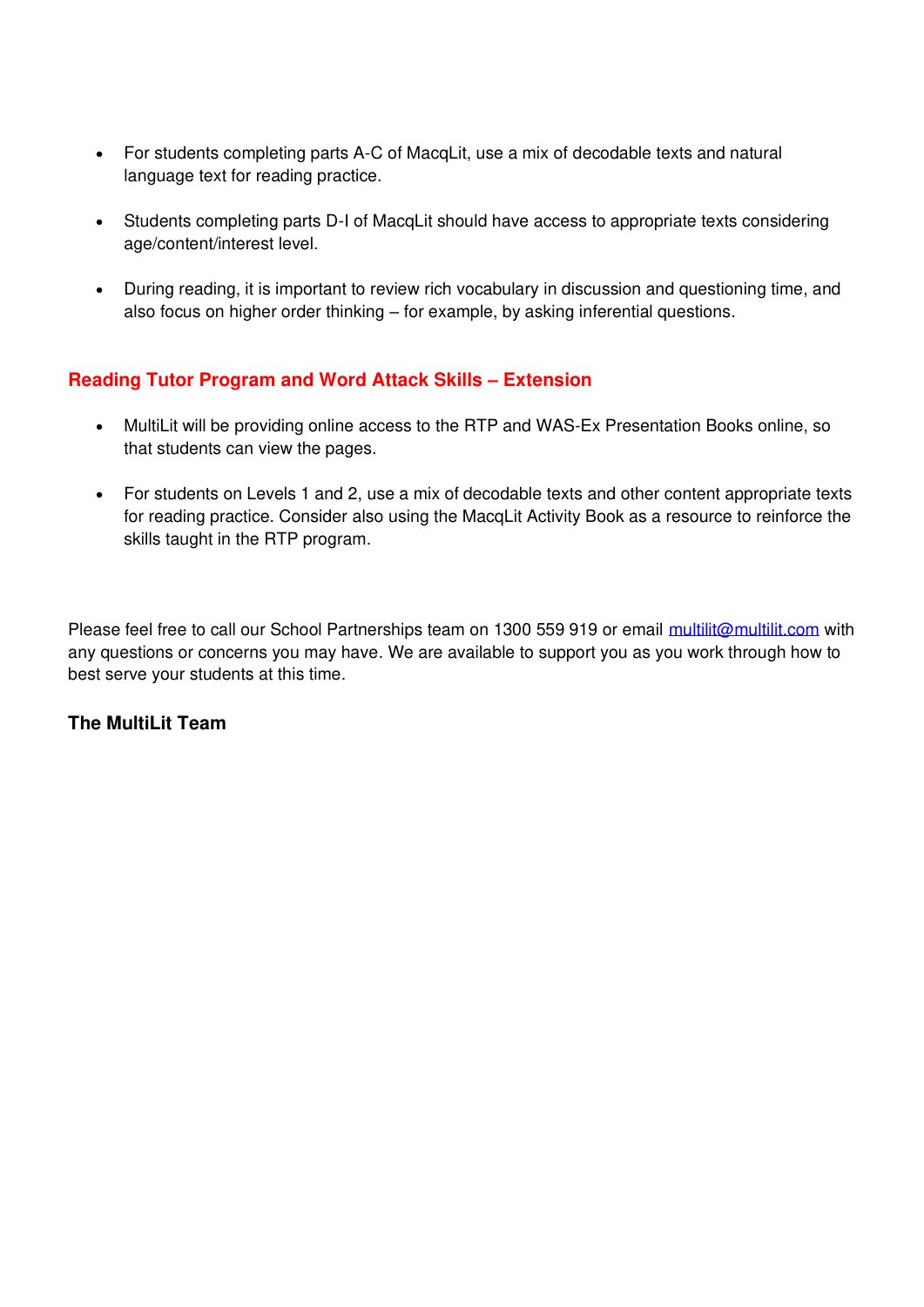- For students completing parts A-C of MacqLit, use a mix of decodable texts and natural language text for reading practice.
- Students completing parts D-I of MacqLit should have access to appropriate texts considering age/content/interest level.
- During reading, it is important to review rich vocabulary in discussion and questioning time, and also focus on higher order thinking – for example, by asking inferential questions.

## Reading Tutor Program and Word Attack Skills – Extension

- MultiLit will be providing online access to the RTP and WAS-Ex Presentation Books online, so that students can view the pages.
- For students on Levels 1 and 2, use a mix of decodable texts and other content appropriate texts for reading practice. Consider also using the MacqLit Activity Book as a resource to reinforce the skills taught in the RTP program.

Please feel free to call our School Partnerships team on 1300 559 919 or email [multilit@multilit.com](mailto:multilit@multilit.com) with any questions or concerns you may have. We are available to support you as you work through how to best serve your students at this time.

**The MultiLit Team**